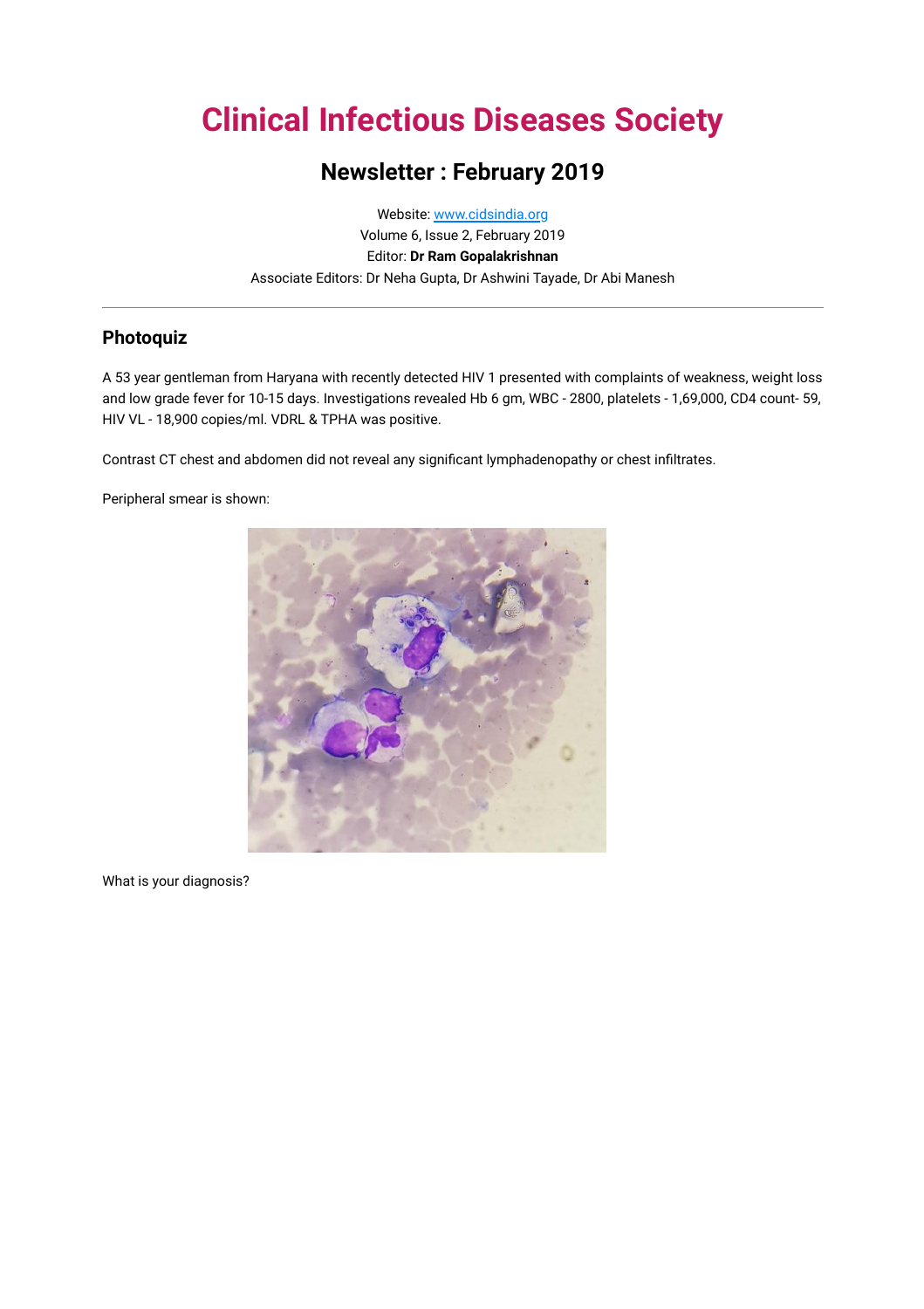# Clinical Infectious Diseases Society

## Newsletter : February 2019

Website: www.cidsindia.org
Volume 6, Issue 2, February 2019
Editor: **Dr Ram Gopalakrishnan**
Associate Editors: Dr Neha Gupta, Dr Ashwini Tayade, Dr Abi Manesh

---

### Photoquiz

A 53 year gentleman from Haryana with recently detected HIV 1 presented with complaints of weakness, weight loss and low grade fever for 10-15 days. Investigations revealed Hb 6 gm, WBC - 2800, platelets - 1,69,000, CD4 count- 59, HIV VL - 18,900 copies/ml. VDRL & TPHA was positive.

Contrast CT chest and abdomen did not reveal any significant lymphadenopathy or chest infiltrates.

Peripheral smear is shown:

What is your diagnosis?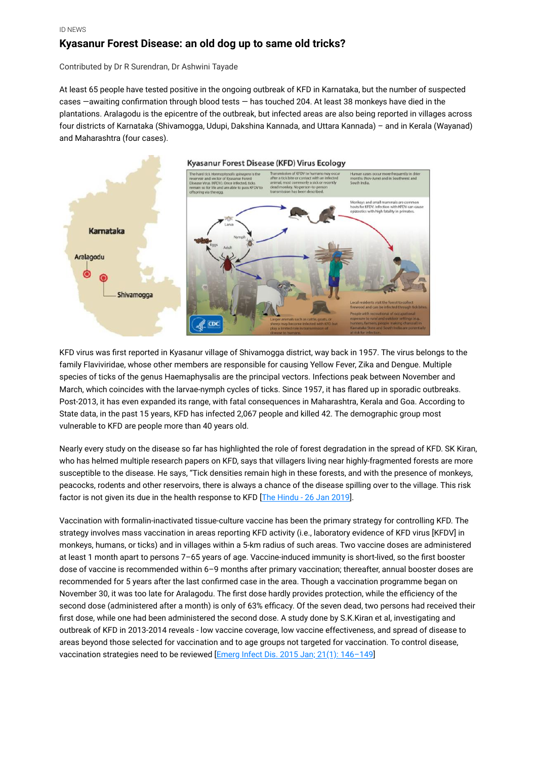ID NEWS

## Kyasanur Forest Disease: an old dog up to same old tricks?

Contributed by Dr R Surendran, Dr Ashwini Tayade

At least 65 people have tested positive in the ongoing outbreak of KFD in Karnataka, but the number of suspected cases —awaiting confirmation through blood tests — has touched 204. At least 38 monkeys have died in the plantations. Aralagodu is the epicentre of the outbreak, but infected areas are also being reported in villages across four districts of Karnataka (Shivamogga, Udupi, Dakshina Kannada, and Uttara Kannada) – and in Kerala (Wayanad) and Maharashtra (four cases).

KFD virus was first reported in Kyasanur village of Shivamogga district, way back in 1957. The virus belongs to the family Flaviviridae, whose other members are responsible for causing Yellow Fever, Zika and Dengue. Multiple species of ticks of the genus Haemaphysalis are the principal vectors. Infections peak between November and March, which coincides with the larvae-nymph cycles of ticks. Since 1957, it has flared up in sporadic outbreaks. Post-2013, it has even expanded its range, with fatal consequences in Maharashtra, Kerala and Goa. According to State data, in the past 15 years, KFD has infected 2,067 people and killed 42. The demographic group most vulnerable to KFD are people more than 40 years old.

Nearly every study on the disease so far has highlighted the role of forest degradation in the spread of KFD. SK Kiran, who has helmed multiple research papers on KFD, says that villagers living near highly-fragmented forests are more susceptible to the disease. He says, "Tick densities remain high in these forests, and with the presence of monkeys, peacocks, rodents and other reservoirs, there is always a chance of the disease spilling over to the village. This risk factor is not given its due in the health response to KFD [The Hindu - 26 Jan 2019].

Vaccination with formalin-inactivated tissue-culture vaccine has been the primary strategy for controlling KFD. The strategy involves mass vaccination in areas reporting KFD activity (i.e., laboratory evidence of KFD virus [KFDV] in monkeys, humans, or ticks) and in villages within a 5-km radius of such areas. Two vaccine doses are administered at least 1 month apart to persons 7–65 years of age. Vaccine-induced immunity is short-lived, so the first booster dose of vaccine is recommended within 6–9 months after primary vaccination; thereafter, annual booster doses are recommended for 5 years after the last confirmed case in the area. Though a vaccination programme began on November 30, it was too late for Aralagodu. The first dose hardly provides protection, while the efficiency of the second dose (administered after a month) is only of 63% efficacy. Of the seven dead, two persons had received their first dose, while one had been administered the second dose. A study done by S.K.Kiran et al, investigating and outbreak of KFD in 2013-2014 reveals - low vaccine coverage, low vaccine effectiveness, and spread of disease to areas beyond those selected for vaccination and to age groups not targeted for vaccination. To control disease, vaccination strategies need to be reviewed [Emerg Infect Dis. 2015 Jan; 21(1): 146–149]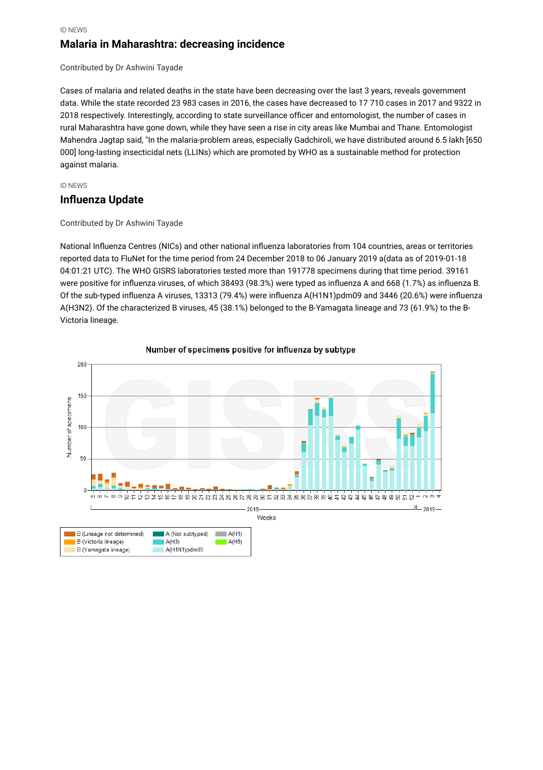ID NEWS

## Malaria in Maharashtra: decreasing incidence

Contributed by Dr Ashwini Tayade

Cases of malaria and related deaths in the state have been decreasing over the last 3 years, reveals government data. While the state recorded 23 983 cases in 2016, the cases have decreased to 17 710 cases in 2017 and 9322 in 2018 respectively. Interestingly, according to state surveillance officer and entomologist, the number of cases in rural Maharashtra have gone down, while they have seen a rise in city areas like Mumbai and Thane. Entomologist Mahendra Jagtap said, "In the malaria-problem areas, especially Gadchiroli, we have distributed around 6.5 lakh [650 000] long-lasting insecticidal nets (LLINs) which are promoted by WHO as a sustainable method for protection against malaria.

ID NEWS

## Influenza Update

Contributed by Dr Ashwini Tayade

National Influenza Centres (NICs) and other national influenza laboratories from 104 countries, areas or territories reported data to FluNet for the time period from 24 December 2018 to 06 January 2019 a(data as of 2019-01-18 04:01:21 UTC). The WHO GISRS laboratories tested more than 191778 specimens during that time period. 39161 were positive for influenza viruses, of which 38493 (98.3%) were typed as influenza A and 668 (1.7%) as influenza B. Of the sub-typed influenza A viruses, 13313 (79.4%) were influenza A(H1N1)pdm09 and 3446 (20.6%) were influenza A(H3N2). Of the characterized B viruses, 45 (38.1%) belonged to the B-Yamagata lineage and 73 (61.9%) to the B-Victoria lineage.

Number of specimens positive for influenza by subtype

Legend: B (Lineage not determined), B (Victoria lineage), B (Yamagata lineage), A (Not subtyped), A(H3), A(H1N1)pdm09, A(H1), A(H5)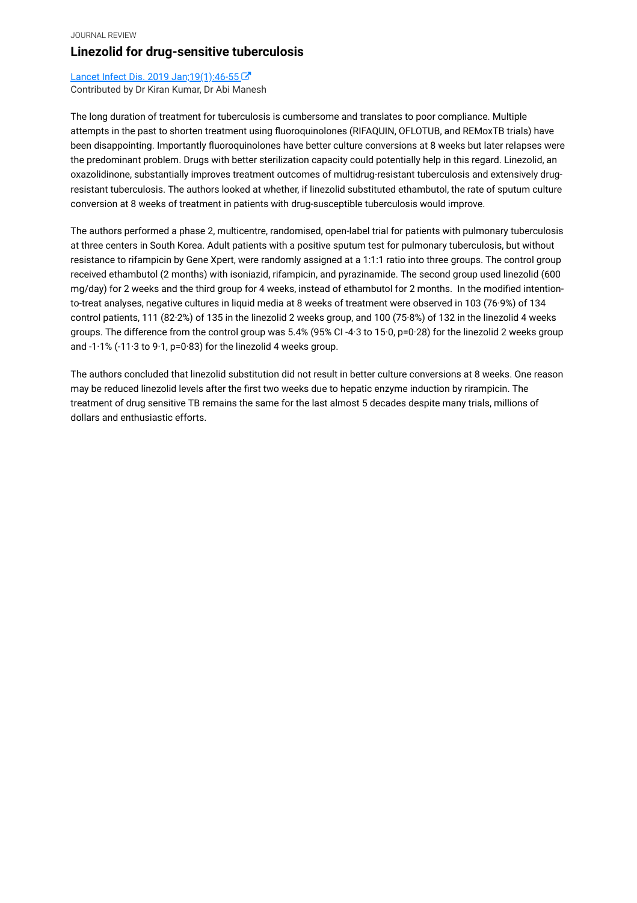JOURNAL REVIEW

# Linezolid for drug-sensitive tuberculosis

[Lancet Infect Dis. 2019 Jan;19(1):46-55](#)

Contributed by Dr Kiran Kumar, Dr Abi Manesh

The long duration of treatment for tuberculosis is cumbersome and translates to poor compliance. Multiple attempts in the past to shorten treatment using fluoroquinolones (RIFAQUIN, OFLOTUB, and REMoxTB trials) have been disappointing. Importantly fluoroquinolones have better culture conversions at 8 weeks but later relapses were the predominant problem. Drugs with better sterilization capacity could potentially help in this regard. Linezolid, an oxazolidinone, substantially improves treatment outcomes of multidrug-resistant tuberculosis and extensively drug-resistant tuberculosis. The authors looked at whether, if linezolid substituted ethambutol, the rate of sputum culture conversion at 8 weeks of treatment in patients with drug-susceptible tuberculosis would improve.

The authors performed a phase 2, multicentre, randomised, open-label trial for patients with pulmonary tuberculosis at three centers in South Korea. Adult patients with a positive sputum test for pulmonary tuberculosis, but without resistance to rifampicin by Gene Xpert, were randomly assigned at a 1:1:1 ratio into three groups. The control group received ethambutol (2 months) with isoniazid, rifampicin, and pyrazinamide. The second group used linezolid (600 mg/day) for 2 weeks and the third group for 4 weeks, instead of ethambutol for 2 months. In the modified intention-to-treat analyses, negative cultures in liquid media at 8 weeks of treatment were observed in 103 (76·9%) of 134 control patients, 111 (82·2%) of 135 in the linezolid 2 weeks group, and 100 (75·8%) of 132 in the linezolid 4 weeks groups. The difference from the control group was 5.4% (95% CI -4·3 to 15·0, p=0·28) for the linezolid 2 weeks group and -1·1% (-11·3 to 9·1, p=0·83) for the linezolid 4 weeks group.

The authors concluded that linezolid substitution did not result in better culture conversions at 8 weeks. One reason may be reduced linezolid levels after the first two weeks due to hepatic enzyme induction by rirampicin. The treatment of drug sensitive TB remains the same for the last almost 5 decades despite many trials, millions of dollars and enthusiastic efforts.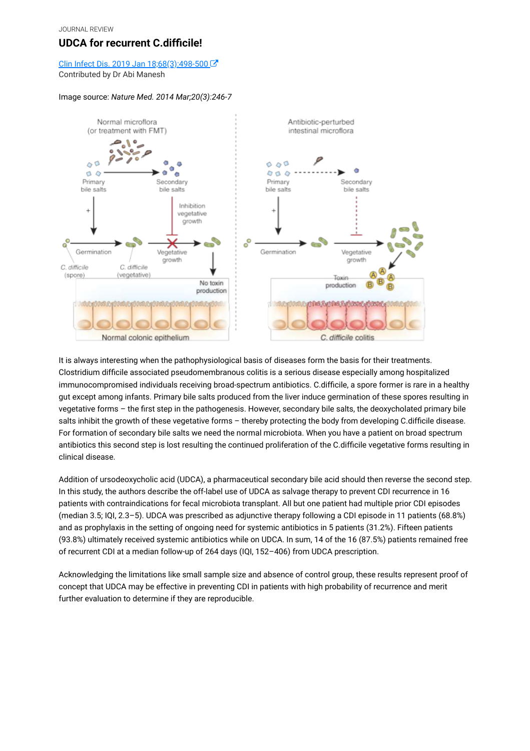JOURNAL REVIEW

## UDCA for recurrent C.difficile!

[Clin Infect Dis. 2019 Jan 18;68(3):498-500](#)
Contributed by Dr Abi Manesh

Image source: *Nature Med. 2014 Mar;20(3):246-7*

It is always interesting when the pathophysiological basis of diseases form the basis for their treatments. Clostridium difficile associated pseudomembranous colitis is a serious disease especially among hospitalized immunocompromised individuals receiving broad-spectrum antibiotics. C.difficile, a spore former is rare in a healthy gut except among infants. Primary bile salts produced from the liver induce germination of these spores resulting in vegetative forms – the first step in the pathogenesis. However, secondary bile salts, the deoxycholated primary bile salts inhibit the growth of these vegetative forms – thereby protecting the body from developing C.difficile disease. For formation of secondary bile salts we need the normal microbiota. When you have a patient on broad spectrum antibiotics this second step is lost resulting the continued proliferation of the C.difficile vegetative forms resulting in clinical disease.

Addition of ursodeoxycholic acid (UDCA), a pharmaceutical secondary bile acid should then reverse the second step. In this study, the authors describe the off-label use of UDCA as salvage therapy to prevent CDI recurrence in 16 patients with contraindications for fecal microbiota transplant. All but one patient had multiple prior CDI episodes (median 3.5; IQI, 2.3–5). UDCA was prescribed as adjunctive therapy following a CDI episode in 11 patients (68.8%) and as prophylaxis in the setting of ongoing need for systemic antibiotics in 5 patients (31.2%). Fifteen patients (93.8%) ultimately received systemic antibiotics while on UDCA. In sum, 14 of the 16 (87.5%) patients remained free of recurrent CDI at a median follow-up of 264 days (IQI, 152–406) from UDCA prescription.

Acknowledging the limitations like small sample size and absence of control group, these results represent proof of concept that UDCA may be effective in preventing CDI in patients with high probability of recurrence and merit further evaluation to determine if they are reproducible.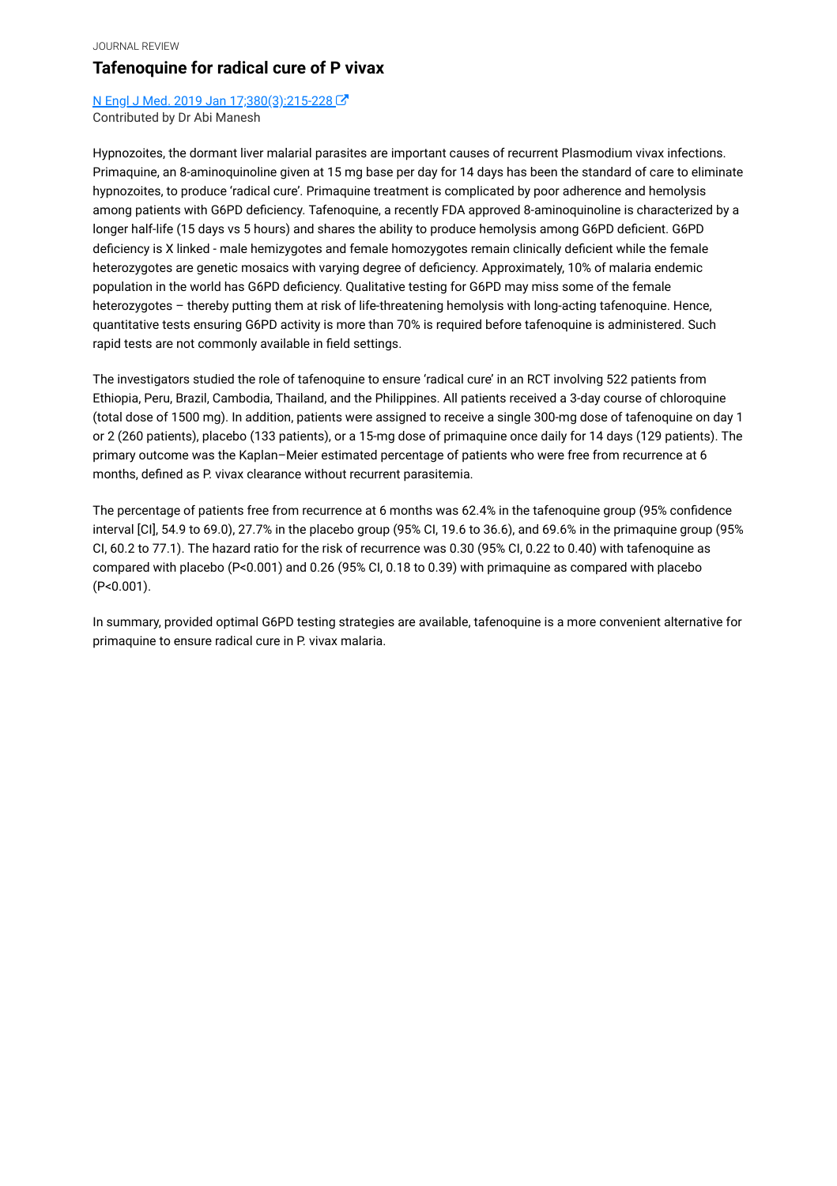JOURNAL REVIEW

# Tafenoquine for radical cure of P vivax

[N Engl J Med. 2019 Jan 17;380(3):215-228](#)
Contributed by Dr Abi Manesh

Hypnozoites, the dormant liver malarial parasites are important causes of recurrent Plasmodium vivax infections. Primaquine, an 8-aminoquinoline given at 15 mg base per day for 14 days has been the standard of care to eliminate hypnozoites, to produce 'radical cure'. Primaquine treatment is complicated by poor adherence and hemolysis among patients with G6PD deficiency. Tafenoquine, a recently FDA approved 8-aminoquinoline is characterized by a longer half-life (15 days vs 5 hours) and shares the ability to produce hemolysis among G6PD deficient. G6PD deficiency is X linked - male hemizygotes and female homozygotes remain clinically deficient while the female heterozygotes are genetic mosaics with varying degree of deficiency. Approximately, 10% of malaria endemic population in the world has G6PD deficiency. Qualitative testing for G6PD may miss some of the female heterozygotes – thereby putting them at risk of life-threatening hemolysis with long-acting tafenoquine. Hence, quantitative tests ensuring G6PD activity is more than 70% is required before tafenoquine is administered. Such rapid tests are not commonly available in field settings.

The investigators studied the role of tafenoquine to ensure 'radical cure' in an RCT involving 522 patients from Ethiopia, Peru, Brazil, Cambodia, Thailand, and the Philippines. All patients received a 3-day course of chloroquine (total dose of 1500 mg). In addition, patients were assigned to receive a single 300-mg dose of tafenoquine on day 1 or 2 (260 patients), placebo (133 patients), or a 15-mg dose of primaquine once daily for 14 days (129 patients). The primary outcome was the Kaplan–Meier estimated percentage of patients who were free from recurrence at 6 months, defined as P. vivax clearance without recurrent parasitemia.

The percentage of patients free from recurrence at 6 months was 62.4% in the tafenoquine group (95% confidence interval [CI], 54.9 to 69.0), 27.7% in the placebo group (95% CI, 19.6 to 36.6), and 69.6% in the primaquine group (95% CI, 60.2 to 77.1). The hazard ratio for the risk of recurrence was 0.30 (95% CI, 0.22 to 0.40) with tafenoquine as compared with placebo ($P<0.001$) and 0.26 (95% CI, 0.18 to 0.39) with primaquine as compared with placebo ($P<0.001$).

In summary, provided optimal G6PD testing strategies are available, tafenoquine is a more convenient alternative for primaquine to ensure radical cure in P. vivax malaria.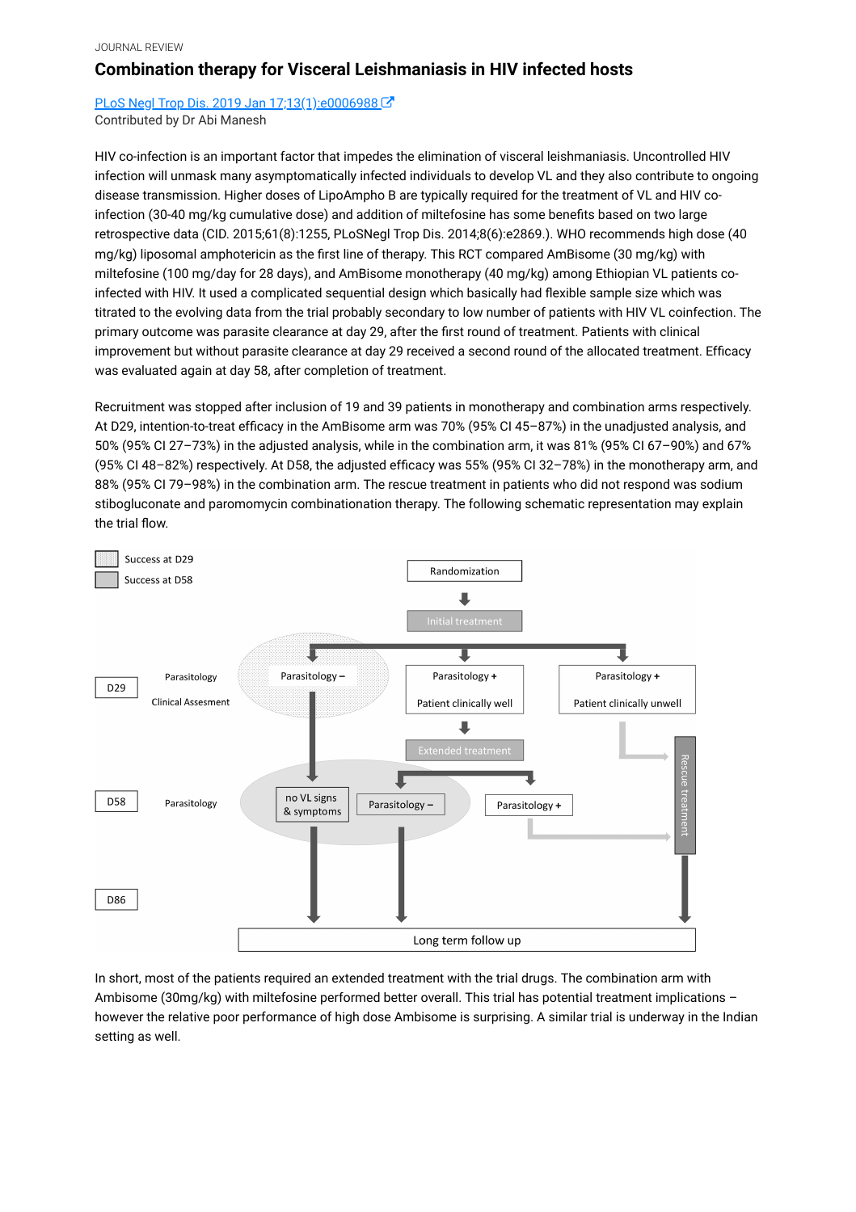JOURNAL REVIEW

# Combination therapy for Visceral Leishmaniasis in HIV infected hosts

PLoS Negl Trop Dis. 2019 Jan 17;13(1):e0006988

Contributed by Dr Abi Manesh

HIV co-infection is an important factor that impedes the elimination of visceral leishmaniasis. Uncontrolled HIV infection will unmask many asymptomatically infected individuals to develop VL and they also contribute to ongoing disease transmission. Higher doses of LipoAmpho B are typically required for the treatment of VL and HIV co-infection (30-40 mg/kg cumulative dose) and addition of miltefosine has some benefits based on two large retrospective data (CID. 2015;61(8):1255, PLoSNegl Trop Dis. 2014;8(6):e2869.). WHO recommends high dose (40 mg/kg) liposomal amphotericin as the first line of therapy. This RCT compared AmBisome (30 mg/kg) with miltefosine (100 mg/day for 28 days), and AmBisome monotherapy (40 mg/kg) among Ethiopian VL patients co-infected with HIV. It used a complicated sequential design which basically had flexible sample size which was titrated to the evolving data from the trial probably secondary to low number of patients with HIV VL coinfection. The primary outcome was parasite clearance at day 29, after the first round of treatment. Patients with clinical improvement but without parasite clearance at day 29 received a second round of the allocated treatment. Efficacy was evaluated again at day 58, after completion of treatment.

Recruitment was stopped after inclusion of 19 and 39 patients in monotherapy and combination arms respectively. At D29, intention-to-treat efficacy in the AmBisome arm was 70% (95% CI 45–87%) in the unadjusted analysis, and 50% (95% CI 27–73%) in the adjusted analysis, while in the combination arm, it was 81% (95% CI 67–90%) and 67% (95% CI 48–82%) respectively. At D58, the adjusted efficacy was 55% (95% CI 32–78%) in the monotherapy arm, and 88% (95% CI 79–98%) in the combination arm. The rescue treatment in patients who did not respond was sodium stibogluconate and paromomycin combinationation therapy. The following schematic representation may explain the trial flow.

In short, most of the patients required an extended treatment with the trial drugs. The combination arm with Ambisome (30mg/kg) with miltefosine performed better overall. This trial has potential treatment implications – however the relative poor performance of high dose Ambisome is surprising. A similar trial is underway in the Indian setting as well.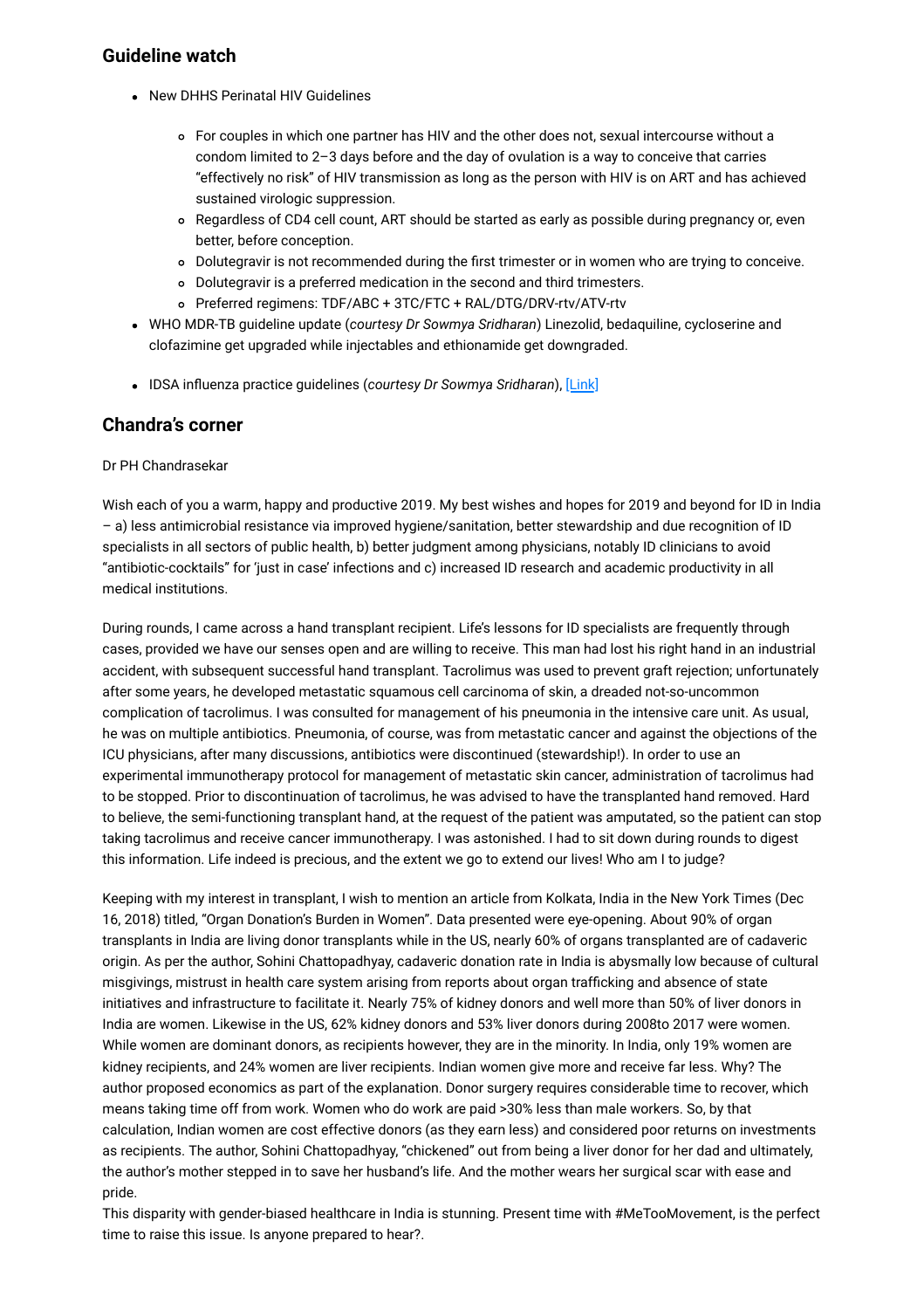## Guideline watch

- New DHHS Perinatal HIV Guidelines
    - For couples in which one partner has HIV and the other does not, sexual intercourse without a condom limited to 2–3 days before and the day of ovulation is a way to conceive that carries “effectively no risk” of HIV transmission as long as the person with HIV is on ART and has achieved sustained virologic suppression.
    - Regardless of CD4 cell count, ART should be started as early as possible during pregnancy or, even better, before conception.
    - Dolutegravir is not recommended during the first trimester or in women who are trying to conceive.
    - Dolutegravir is a preferred medication in the second and third trimesters.
    - Preferred regimens: TDF/ABC + 3TC/FTC + RAL/DTG/DRV-rtv/ATV-rtv
- WHO MDR-TB guideline update (*courtesy Dr Sowmya Sridharan*) Linezolid, bedaquiline, cycloserine and clofazimine get upgraded while injectables and ethionamide get downgraded.
- IDSA influenza practice guidelines (*courtesy Dr Sowmya Sridharan*), [Link]

## Chandra’s corner

Dr PH Chandrasekar

Wish each of you a warm, happy and productive 2019. My best wishes and hopes for 2019 and beyond for ID in India – a) less antimicrobial resistance via improved hygiene/sanitation, better stewardship and due recognition of ID specialists in all sectors of public health, b) better judgment among physicians, notably ID clinicians to avoid “antibiotic-cocktails” for ‘just in case’ infections and c) increased ID research and academic productivity in all medical institutions.

During rounds, I came across a hand transplant recipient. Life’s lessons for ID specialists are frequently through cases, provided we have our senses open and are willing to receive. This man had lost his right hand in an industrial accident, with subsequent successful hand transplant. Tacrolimus was used to prevent graft rejection; unfortunately after some years, he developed metastatic squamous cell carcinoma of skin, a dreaded not-so-uncommon complication of tacrolimus. I was consulted for management of his pneumonia in the intensive care unit. As usual, he was on multiple antibiotics. Pneumonia, of course, was from metastatic cancer and against the objections of the ICU physicians, after many discussions, antibiotics were discontinued (stewardship!). In order to use an experimental immunotherapy protocol for management of metastatic skin cancer, administration of tacrolimus had to be stopped. Prior to discontinuation of tacrolimus, he was advised to have the transplanted hand removed. Hard to believe, the semi-functioning transplant hand, at the request of the patient was amputated, so the patient can stop taking tacrolimus and receive cancer immunotherapy. I was astonished. I had to sit down during rounds to digest this information. Life indeed is precious, and the extent we go to extend our lives! Who am I to judge?

Keeping with my interest in transplant, I wish to mention an article from Kolkata, India in the New York Times (Dec 16, 2018) titled, “Organ Donation’s Burden in Women”. Data presented were eye-opening. About 90% of organ transplants in India are living donor transplants while in the US, nearly 60% of organs transplanted are of cadaveric origin. As per the author, Sohini Chattopadhyay, cadaveric donation rate in India is abysmally low because of cultural misgivings, mistrust in health care system arising from reports about organ trafficking and absence of state initiatives and infrastructure to facilitate it. Nearly 75% of kidney donors and well more than 50% of liver donors in India are women. Likewise in the US, 62% kidney donors and 53% liver donors during 2008to 2017 were women. While women are dominant donors, as recipients however, they are in the minority. In India, only 19% women are kidney recipients, and 24% women are liver recipients. Indian women give more and receive far less. Why? The author proposed economics as part of the explanation. Donor surgery requires considerable time to recover, which means taking time off from work. Women who do work are paid >30% less than male workers. So, by that calculation, Indian women are cost effective donors (as they earn less) and considered poor returns on investments as recipients. The author, Sohini Chattopadhyay, “chickened” out from being a liver donor for her dad and ultimately, the author’s mother stepped in to save her husband’s life. And the mother wears her surgical scar with ease and pride.
This disparity with gender-biased healthcare in India is stunning. Present time with #MeTooMovement, is the perfect time to raise this issue. Is anyone prepared to hear?.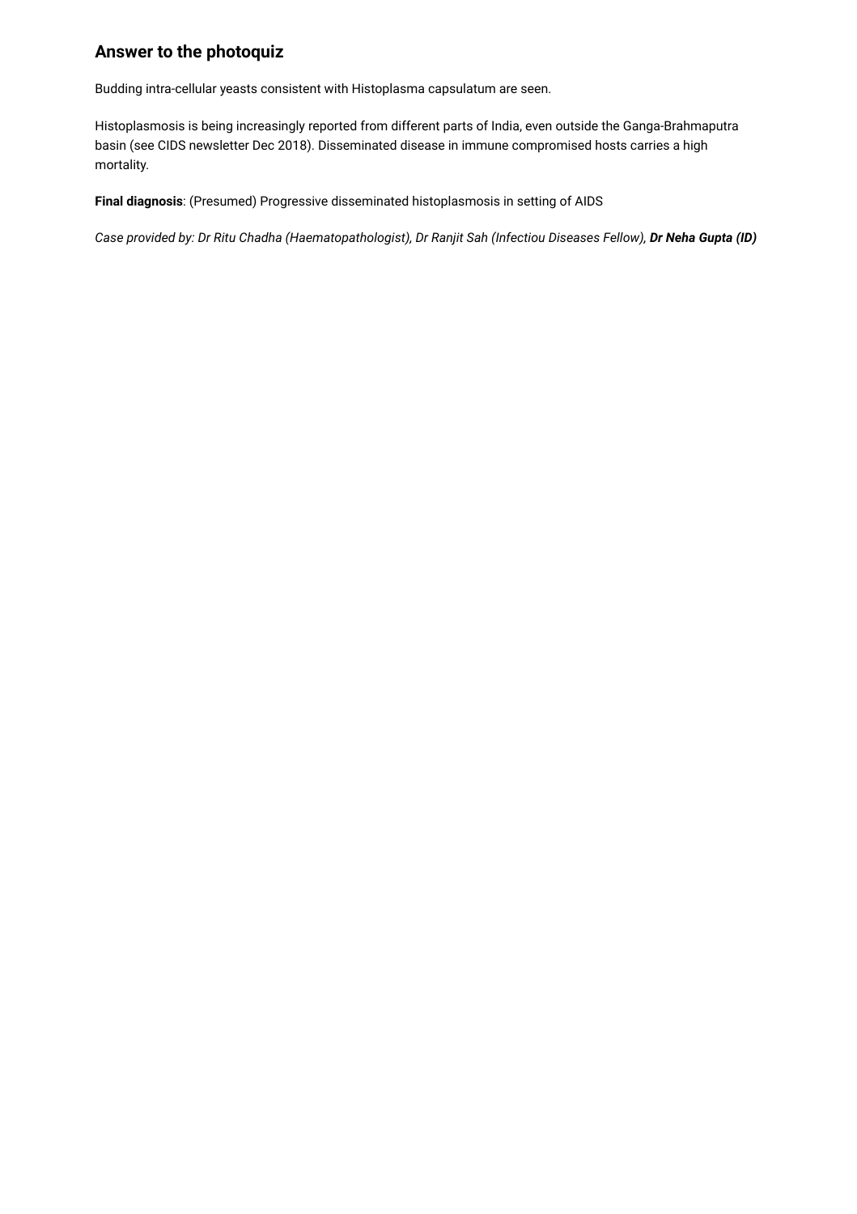## Answer to the photoquiz

Budding intra-cellular yeasts consistent with Histoplasma capsulatum are seen.

Histoplasmosis is being increasingly reported from different parts of India, even outside the Ganga-Brahmaputra basin (see CIDS newsletter Dec 2018). Disseminated disease in immune compromised hosts carries a high mortality.

**Final diagnosis**: (Presumed) Progressive disseminated histoplasmosis in setting of AIDS

*Case provided by: Dr Ritu Chadha (Haematopathologist), Dr Ranjit Sah (Infectiou Diseases Fellow),* ***Dr Neha Gupta (ID)***